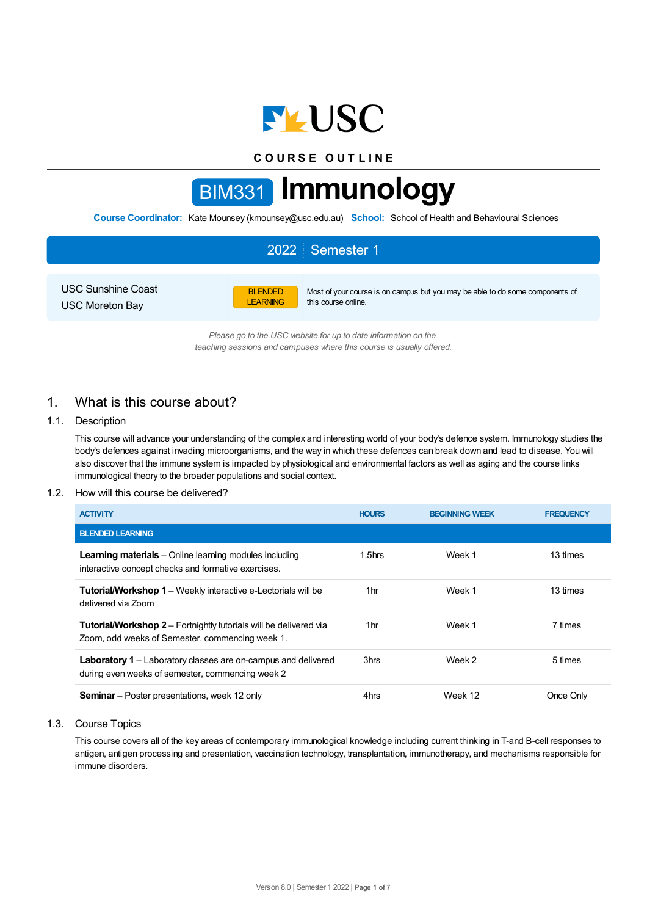USC

COURSE OUTLINE

# BIM331 Immunology

**Course Coordinator:** Kate Mounsey (kmounsey@usc.edu.au) **School:** School of Health and Behavioural Sciences

**2022 | Semester 1**

USC Sunshine Coast
USC Moreton Bay

BLENDED LEARNING — Most of your course is on campus but you may be able to do some components of this course online.

*Please go to the USC website for up to date information on the teaching sessions and campuses where this course is usually offered.*

## 1. What is this course about?

### 1.1. Description

This course will advance your understanding of the complex and interesting world of your body's defence system. Immunology studies the body's defences against invading microorganisms, and the way in which these defences can break down and lead to disease. You will also discover that the immune system is impacted by physiological and environmental factors as well as aging and the course links immunological theory to the broader populations and social context.

### 1.2. How will this course be delivered?

| ACTIVITY | HOURS | BEGINNING WEEK | FREQUENCY |
|---|---|---|---|
| **BLENDED LEARNING** | | | |
| **Learning materials** – Online learning modules including interactive concept checks and formative exercises. | 1.5hrs | Week 1 | 13 times |
| **Tutorial/Workshop 1** – Weekly interactive e-Lectorials will be delivered via Zoom | 1hr | Week 1 | 13 times |
| **Tutorial/Workshop 2** – Fortnightly tutorials will be delivered via Zoom, odd weeks of Semester, commencing week 1. | 1hr | Week 1 | 7 times |
| **Laboratory 1** – Laboratory classes are on-campus and delivered during even weeks of semester, commencing week 2 | 3hrs | Week 2 | 5 times |
| **Seminar** – Poster presentations, week 12 only | 4hrs | Week 12 | Once Only |

### 1.3. Course Topics

This course covers all of the key areas of contemporary immunological knowledge including current thinking in T-and B-cell responses to antigen, antigen processing and presentation, vaccination technology, transplantation, immunotherapy, and mechanisms responsible for immune disorders.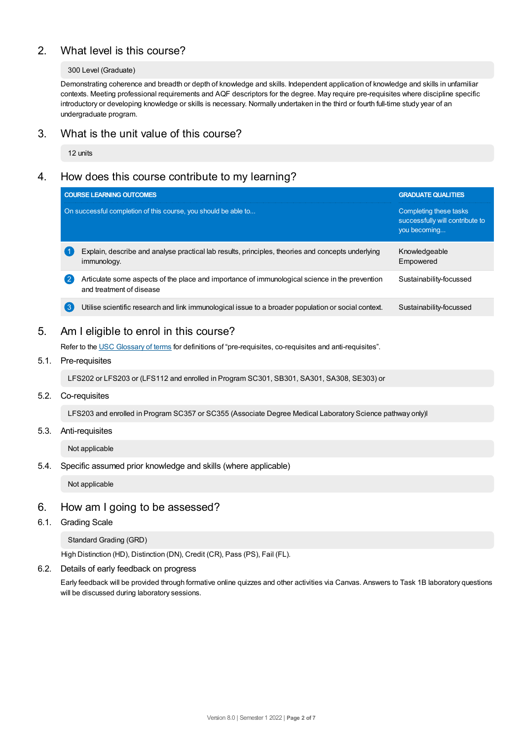## 2. What level is this course?

300 Level (Graduate)

Demonstrating coherence and breadth or depth of knowledge and skills. Independent application of knowledge and skills in unfamiliar contexts. Meeting professional requirements and AQF descriptors for the degree. May require pre-requisites where discipline specific introductory or developing knowledge or skills is necessary. Normally undertaken in the third or fourth full-time study year of an undergraduate program.

## 3. What is the unit value of this course?

12 units

## 4. How does this course contribute to my learning?

| COURSE LEARNING OUTCOMES<br>On successful completion of this course, you should be able to... | GRADUATE QUALITIES<br>Completing these tasks successfully will contribute to you becoming... |
|---|---|
| 1 Explain, describe and analyse practical lab results, principles, theories and concepts underlying immunology. | Knowledgeable<br>Empowered |
| 2 Articulate some aspects of the place and importance of immunological science in the prevention and treatment of disease | Sustainability-focussed |
| 3 Utilise scientific research and link immunological issue to a broader population or social context. | Sustainability-focussed |

## 5. Am I eligible to enrol in this course?

Refer to the USC Glossary of terms for definitions of "pre-requisites, co-requisites and anti-requisites".

### 5.1. Pre-requisites

LFS202 or LFS203 or (LFS112 and enrolled in Program SC301, SB301, SA301, SA308, SE303) or

### 5.2. Co-requisites

LFS203 and enrolled in Program SC357 or SC355 (Associate Degree Medical Laboratory Science pathway only)l

### 5.3. Anti-requisites

Not applicable

### 5.4. Specific assumed prior knowledge and skills (where applicable)

Not applicable

## 6. How am I going to be assessed?

### 6.1. Grading Scale

Standard Grading (GRD)

High Distinction (HD), Distinction (DN), Credit (CR), Pass (PS), Fail (FL).

### 6.2. Details of early feedback on progress

Early feedback will be provided through formative online quizzes and other activities via Canvas. Answers to Task 1B laboratory questions will be discussed during laboratory sessions.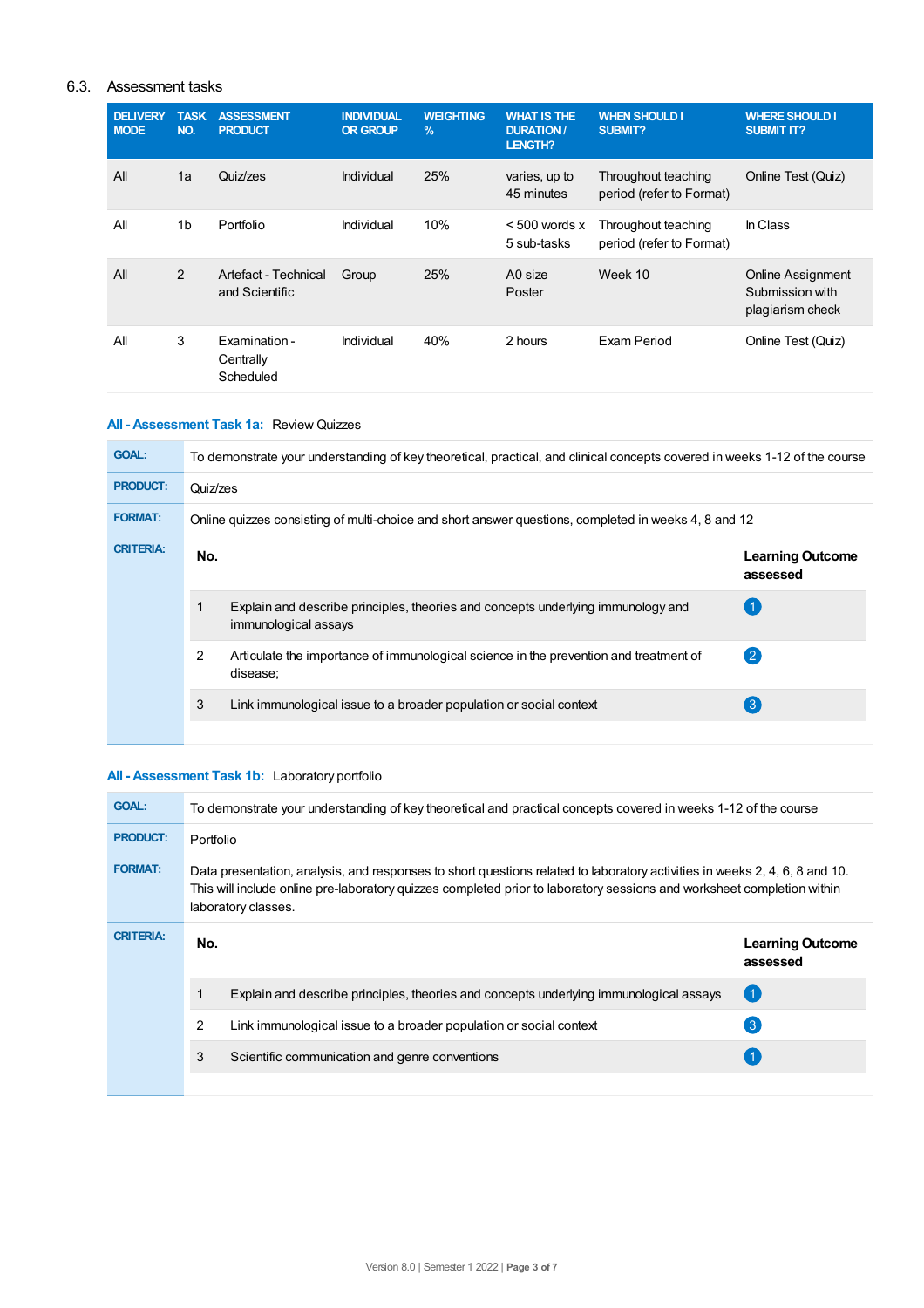### 6.3. Assessment tasks

| DELIVERY MODE | TASK NO. | ASSESSMENT PRODUCT | INDIVIDUAL OR GROUP | WEIGHTING % | WHAT IS THE DURATION / LENGTH? | WHEN SHOULD I SUBMIT? | WHERE SHOULD I SUBMIT IT? |
|---|---|---|---|---|---|---|---|
| All | 1a | Quiz/zes | Individual | 25% | varies, up to 45 minutes | Throughout teaching period (refer to Format) | Online Test (Quiz) |
| All | 1b | Portfolio | Individual | 10% | < 500 words x 5 sub-tasks | Throughout teaching period (refer to Format) | In Class |
| All | 2 | Artefact - Technical and Scientific | Group | 25% | A0 size Poster | Week 10 | Online Assignment Submission with plagiarism check |
| All | 3 | Examination - Centrally Scheduled | Individual | 40% | 2 hours | Exam Period | Online Test (Quiz) |

**All - Assessment Task 1a:** Review Quizzes

| | |
|---|---|
| **GOAL:** | To demonstrate your understanding of key theoretical, practical, and clinical concepts covered in weeks 1-12 of the course |
| **PRODUCT:** | Quiz/zes |
| **FORMAT:** | Online quizzes consisting of multi-choice and short answer questions, completed in weeks 4, 8 and 12 |

**CRITERIA:**

| No. | | Learning Outcome assessed |
|---|---|---|
| 1 | Explain and describe principles, theories and concepts underlying immunology and immunological assays | 1 |
| 2 | Articulate the importance of immunological science in the prevention and treatment of disease; | 2 |
| 3 | Link immunological issue to a broader population or social context | 3 |

**All - Assessment Task 1b:** Laboratory portfolio

| | |
|---|---|
| **GOAL:** | To demonstrate your understanding of key theoretical and practical concepts covered in weeks 1-12 of the course |
| **PRODUCT:** | Portfolio |
| **FORMAT:** | Data presentation, analysis, and responses to short questions related to laboratory activities in weeks 2, 4, 6, 8 and 10. This will include online pre-laboratory quizzes completed prior to laboratory sessions and worksheet completion within laboratory classes. |

**CRITERIA:**

| No. | | Learning Outcome assessed |
|---|---|---|
| 1 | Explain and describe principles, theories and concepts underlying immunological assays | 1 |
| 2 | Link immunological issue to a broader population or social context | 3 |
| 3 | Scientific communication and genre conventions | 1 |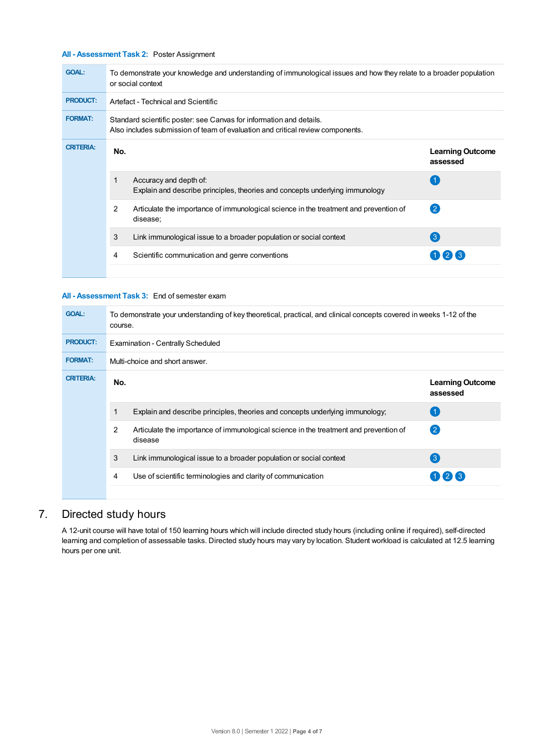**All - Assessment Task 2:** Poster Assignment

| | |
|---|---|
| **GOAL:** | To demonstrate your knowledge and understanding of immunological issues and how they relate to a broader population or social context |
| **PRODUCT:** | Artefact - Technical and Scientific |
| **FORMAT:** | Standard scientific poster: see Canvas for information and details. Also includes submission of team of evaluation and critical review components. |

**CRITERIA:**

| No. | | Learning Outcome assessed |
|---|---|---|
| 1 | Accuracy and depth of: Explain and describe principles, theories and concepts underlying immunology | 1 |
| 2 | Articulate the importance of immunological science in the treatment and prevention of disease; | 2 |
| 3 | Link immunological issue to a broader population or social context | 3 |
| 4 | Scientific communication and genre conventions | 1 2 3 |

**All - Assessment Task 3:** End of semester exam

| | |
|---|---|
| **GOAL:** | To demonstrate your understanding of key theoretical, practical, and clinical concepts covered in weeks 1-12 of the course. |
| **PRODUCT:** | Examination - Centrally Scheduled |
| **FORMAT:** | Multi-choice and short answer. |

**CRITERIA:**

| No. | | Learning Outcome assessed |
|---|---|---|
| 1 | Explain and describe principles, theories and concepts underlying immunology; | 1 |
| 2 | Articulate the importance of immunological science in the treatment and prevention of disease | 2 |
| 3 | Link immunological issue to a broader population or social context | 3 |
| 4 | Use of scientific terminologies and clarity of communication | 1 2 3 |

## 7. Directed study hours

A 12-unit course will have total of 150 learning hours which will include directed study hours (including online if required), self-directed learning and completion of assessable tasks. Directed study hours may vary by location. Student workload is calculated at 12.5 learning hours per one unit.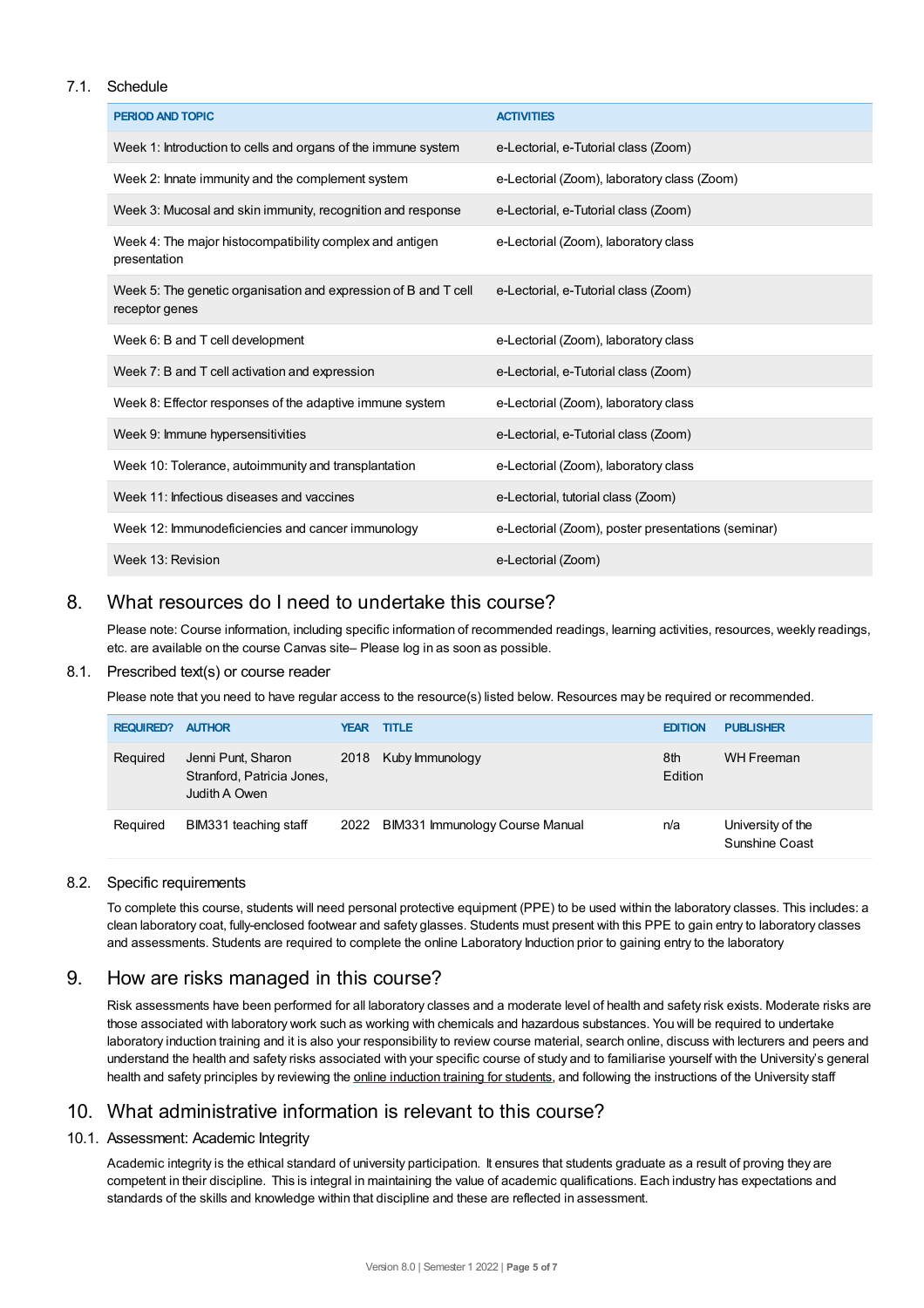### 7.1. Schedule

| PERIOD AND TOPIC | ACTIVITIES |
|---|---|
| Week 1: Introduction to cells and organs of the immune system | e-Lectorial, e-Tutorial class (Zoom) |
| Week 2: Innate immunity and the complement system | e-Lectorial (Zoom), laboratory class (Zoom) |
| Week 3: Mucosal and skin immunity, recognition and response | e-Lectorial, e-Tutorial class (Zoom) |
| Week 4: The major histocompatibility complex and antigen presentation | e-Lectorial (Zoom), laboratory class |
| Week 5: The genetic organisation and expression of B and T cell receptor genes | e-Lectorial, e-Tutorial class (Zoom) |
| Week 6: B and T cell development | e-Lectorial (Zoom), laboratory class |
| Week 7: B and T cell activation and expression | e-Lectorial, e-Tutorial class (Zoom) |
| Week 8: Effector responses of the adaptive immune system | e-Lectorial (Zoom), laboratory class |
| Week 9: Immune hypersensitivities | e-Lectorial, e-Tutorial class (Zoom) |
| Week 10: Tolerance, autoimmunity and transplantation | e-Lectorial (Zoom), laboratory class |
| Week 11: Infectious diseases and vaccines | e-Lectorial, tutorial class (Zoom) |
| Week 12: Immunodeficiencies and cancer immunology | e-Lectorial (Zoom), poster presentations (seminar) |
| Week 13: Revision | e-Lectorial (Zoom) |

## 8. What resources do I need to undertake this course?

Please note: Course information, including specific information of recommended readings, learning activities, resources, weekly readings, etc. are available on the course Canvas site– Please log in as soon as possible.

### 8.1. Prescribed text(s) or course reader

Please note that you need to have regular access to the resource(s) listed below. Resources may be required or recommended.

| REQUIRED? | AUTHOR | YEAR | TITLE | EDITION | PUBLISHER |
|---|---|---|---|---|---|
| Required | Jenni Punt, Sharon Stranford, Patricia Jones, Judith A Owen | 2018 | Kuby Immunology | 8th Edition | WH Freeman |
| Required | BIM331 teaching staff | 2022 | BIM331 Immunology Course Manual | n/a | University of the Sunshine Coast |

### 8.2. Specific requirements

To complete this course, students will need personal protective equipment (PPE) to be used within the laboratory classes. This includes: a clean laboratory coat, fully-enclosed footwear and safety glasses. Students must present with this PPE to gain entry to laboratory classes and assessments. Students are required to complete the online Laboratory Induction prior to gaining entry to the laboratory

## 9. How are risks managed in this course?

Risk assessments have been performed for all laboratory classes and a moderate level of health and safety risk exists. Moderate risks are those associated with laboratory work such as working with chemicals and hazardous substances. You will be required to undertake laboratory induction training and it is also your responsibility to review course material, search online, discuss with lecturers and peers and understand the health and safety risks associated with your specific course of study and to familiarise yourself with the University's general health and safety principles by reviewing the online induction training for students, and following the instructions of the University staff

## 10. What administrative information is relevant to this course?

### 10.1. Assessment: Academic Integrity

Academic integrity is the ethical standard of university participation. It ensures that students graduate as a result of proving they are competent in their discipline. This is integral in maintaining the value of academic qualifications. Each industry has expectations and standards of the skills and knowledge within that discipline and these are reflected in assessment.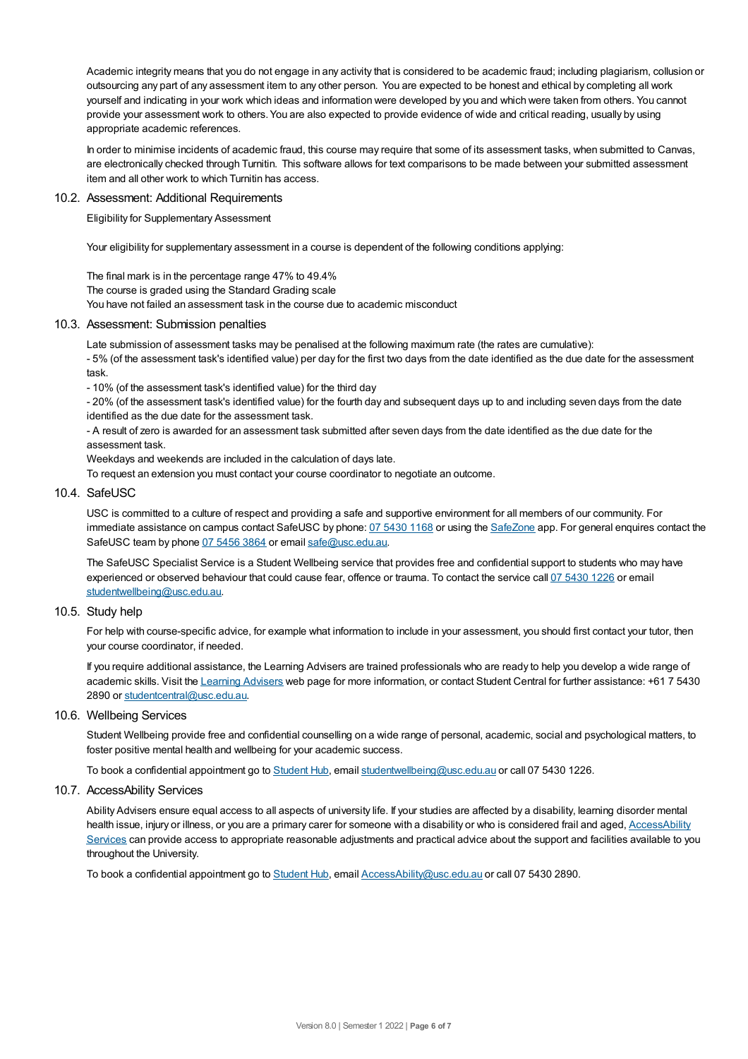Academic integrity means that you do not engage in any activity that is considered to be academic fraud; including plagiarism, collusion or outsourcing any part of any assessment item to any other person. You are expected to be honest and ethical by completing all work yourself and indicating in your work which ideas and information were developed by you and which were taken from others. You cannot provide your assessment work to others. You are also expected to provide evidence of wide and critical reading, usually by using appropriate academic references.

In order to minimise incidents of academic fraud, this course may require that some of its assessment tasks, when submitted to Canvas, are electronically checked through Turnitin. This software allows for text comparisons to be made between your submitted assessment item and all other work to which Turnitin has access.

### 10.2. Assessment: Additional Requirements

Eligibility for Supplementary Assessment

Your eligibility for supplementary assessment in a course is dependent of the following conditions applying:

The final mark is in the percentage range 47% to 49.4%
The course is graded using the Standard Grading scale
You have not failed an assessment task in the course due to academic misconduct

### 10.3. Assessment: Submission penalties

Late submission of assessment tasks may be penalised at the following maximum rate (the rates are cumulative):
- 5% (of the assessment task's identified value) per day for the first two days from the date identified as the due date for the assessment task.
- 10% (of the assessment task's identified value) for the third day
- 20% (of the assessment task's identified value) for the fourth day and subsequent days up to and including seven days from the date identified as the due date for the assessment task.
- A result of zero is awarded for an assessment task submitted after seven days from the date identified as the due date for the assessment task.
Weekdays and weekends are included in the calculation of days late.
To request an extension you must contact your course coordinator to negotiate an outcome.

### 10.4. SafeUSC

USC is committed to a culture of respect and providing a safe and supportive environment for all members of our community. For immediate assistance on campus contact SafeUSC by phone: 07 5430 1168 or using the SafeZone app. For general enquires contact the SafeUSC team by phone 07 5456 3864 or email safe@usc.edu.au.

The SafeUSC Specialist Service is a Student Wellbeing service that provides free and confidential support to students who may have experienced or observed behaviour that could cause fear, offence or trauma. To contact the service call 07 5430 1226 or email studentwellbeing@usc.edu.au.

### 10.5. Study help

For help with course-specific advice, for example what information to include in your assessment, you should first contact your tutor, then your course coordinator, if needed.

If you require additional assistance, the Learning Advisers are trained professionals who are ready to help you develop a wide range of academic skills. Visit the Learning Advisers web page for more information, or contact Student Central for further assistance: +61 7 5430 2890 or studentcentral@usc.edu.au.

### 10.6. Wellbeing Services

Student Wellbeing provide free and confidential counselling on a wide range of personal, academic, social and psychological matters, to foster positive mental health and wellbeing for your academic success.

To book a confidential appointment go to Student Hub, email studentwellbeing@usc.edu.au or call 07 5430 1226.

### 10.7. AccessAbility Services

Ability Advisers ensure equal access to all aspects of university life. If your studies are affected by a disability, learning disorder mental health issue, injury or illness, or you are a primary carer for someone with a disability or who is considered frail and aged, AccessAbility Services can provide access to appropriate reasonable adjustments and practical advice about the support and facilities available to you throughout the University.

To book a confidential appointment go to Student Hub, email AccessAbility@usc.edu.au or call 07 5430 2890.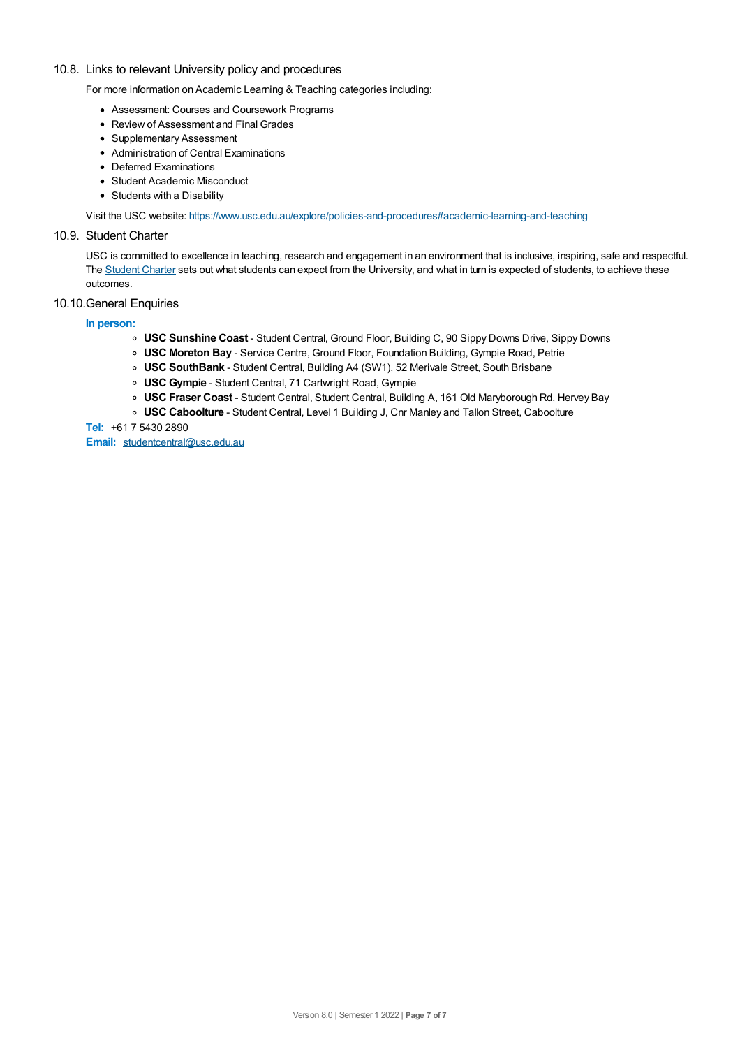### 10.8. Links to relevant University policy and procedures

For more information on Academic Learning & Teaching categories including:

- Assessment: Courses and Coursework Programs
- Review of Assessment and Final Grades
- Supplementary Assessment
- Administration of Central Examinations
- Deferred Examinations
- Student Academic Misconduct
- Students with a Disability

Visit the USC website: [https://www.usc.edu.au/explore/policies-and-procedures#academic-learning-and-teaching](https://www.usc.edu.au/explore/policies-and-procedures#academic-learning-and-teaching)

### 10.9. Student Charter

USC is committed to excellence in teaching, research and engagement in an environment that is inclusive, inspiring, safe and respectful. The Student Charter sets out what students can expect from the University, and what in turn is expected of students, to achieve these outcomes.

### 10.10. General Enquiries

**In person:**

- **USC Sunshine Coast** - Student Central, Ground Floor, Building C, 90 Sippy Downs Drive, Sippy Downs
- **USC Moreton Bay** - Service Centre, Ground Floor, Foundation Building, Gympie Road, Petrie
- **USC SouthBank** - Student Central, Building A4 (SW1), 52 Merivale Street, South Brisbane
- **USC Gympie** - Student Central, 71 Cartwright Road, Gympie
- **USC Fraser Coast** - Student Central, Student Central, Building A, 161 Old Maryborough Rd, Hervey Bay
- **USC Caboolture** - Student Central, Level 1 Building J, Cnr Manley and Tallon Street, Caboolture

**Tel:** +61 7 5430 2890

**Email:** studentcentral@usc.edu.au